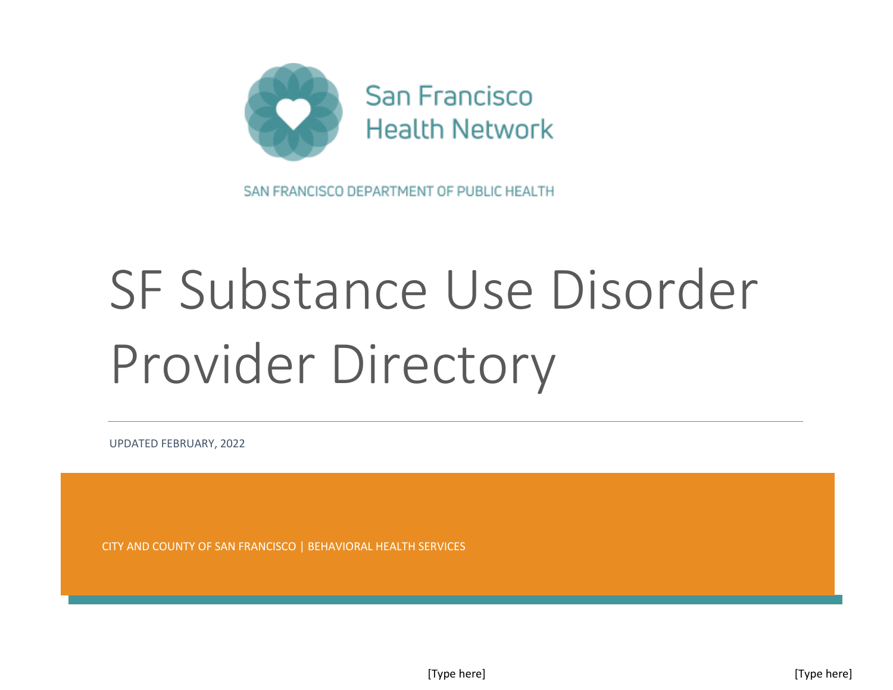San Francisco
Health Network

SAN FRANCISCO DEPARTMENT OF PUBLIC HEALTH

# SF Substance Use Disorder Provider Directory

UPDATED FEBRUARY, 2022

CITY AND COUNTY OF SAN FRANCISCO | BEHAVIORAL HEALTH SERVICES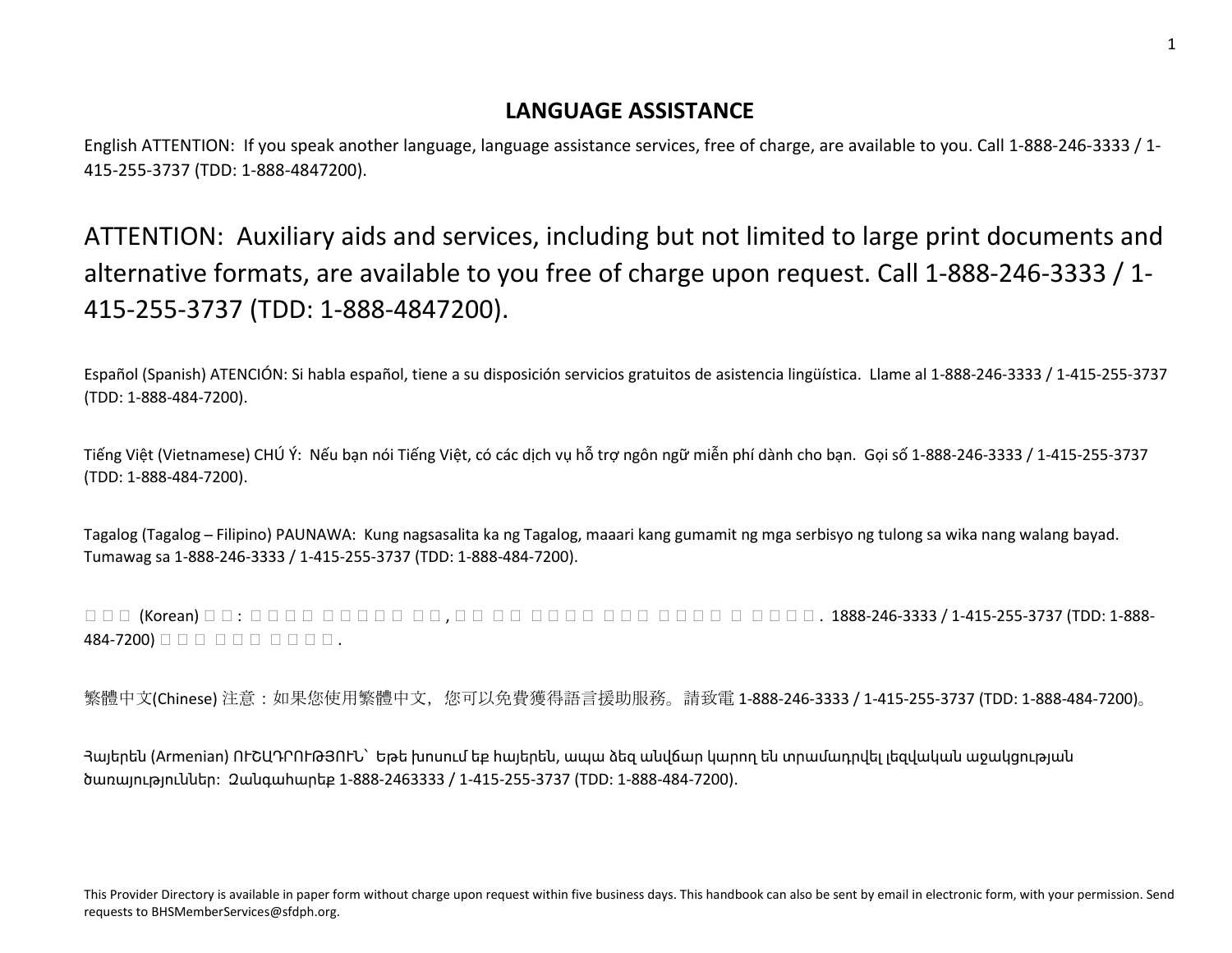## LANGUAGE ASSISTANCE

English ATTENTION: If you speak another language, language assistance services, free of charge, are available to you. Call 1-888-246-3333 / 1-415-255-3737 (TDD: 1-888-4847200).

**ATTENTION: Auxiliary aids and services, including but not limited to large print documents and alternative formats, are available to you free of charge upon request. Call 1-888-246-3333 / 1-415-255-3737 (TDD: 1-888-4847200).**

Español (Spanish) ATENCIÓN: Si habla español, tiene a su disposición servicios gratuitos de asistencia lingüística. Llame al 1-888-246-3333 / 1-415-255-3737 (TDD: 1-888-484-7200).

Tiếng Việt (Vietnamese) CHÚ Ý: Nếu bạn nói Tiếng Việt, có các dịch vụ hỗ trợ ngôn ngữ miễn phí dành cho bạn. Gọi số 1-888-246-3333 / 1-415-255-3737 (TDD: 1-888-484-7200).

Tagalog (Tagalog – Filipino) PAUNAWA: Kung nagsasalita ka ng Tagalog, maaari kang gumamit ng mga serbisyo ng tulong sa wika nang walang bayad. Tumawag sa 1-888-246-3333 / 1-415-255-3737 (TDD: 1-888-484-7200).

□□□ (Korean) □□: □□□□ □□□□□ □□, □□ □□ □□□□ □□□ □□□□ □ □□□□. 1888-246-3333 / 1-415-255-3737 (TDD: 1-888-484-7200) □□□ □□□ □□□□.

繁體中文(Chinese) 注意：如果您使用繁體中文，您可以免費獲得語言援助服務。請致電 1-888-246-3333 / 1-415-255-3737 (TDD: 1-888-484-7200)。

Հայերեն (Armenian) ՈՒՇԱԴՐՈՒԹՅՈՒՆ՝ Եթե խոսում եք հայերեն, ապա ձեզ անվճար կարող են տրամադրվել լեզվական աջակցության ծառայություններ: Զանգահարեք 1-888-2463333 / 1-415-255-3737 (TDD: 1-888-484-7200).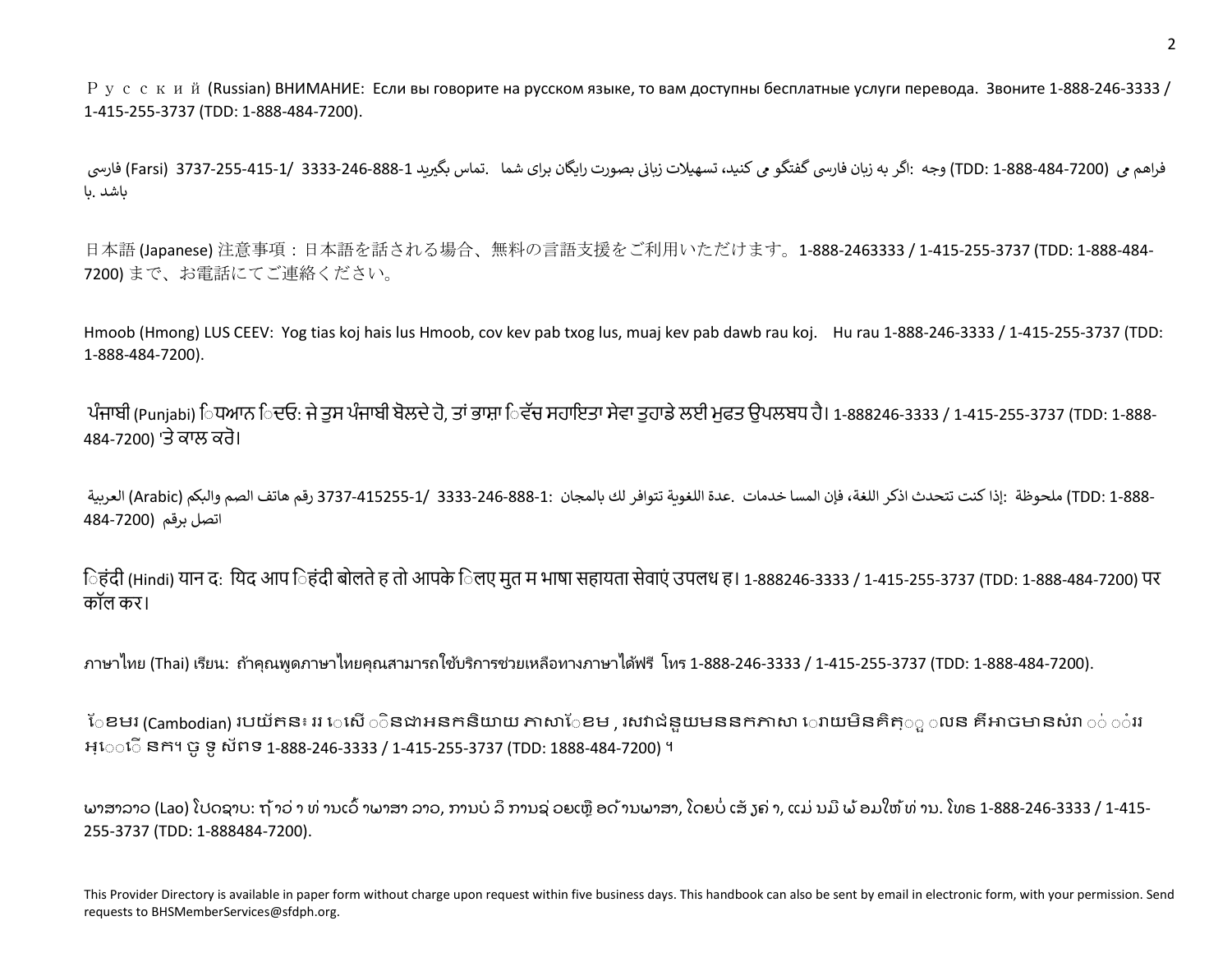Р у с с к и й (Russian) ВНИМАНИЕ: Если вы говорите на русском языке, то вам доступны бесплатные услуги перевода. Звоните 1-888-246-3333 / 1-415-255-3737 (TDD: 1-888-484-7200).

فارسی (Farsi) 3737-255-415-1/ 3333-246-888-1 تماس بگیرید. اگر به زبان فارسی گفتگو می کنید، تسهیلات زبانی بصورت رایگان برای شما :وجه (TDD: 1-888-484-7200) فراهم می باشد .با

日本語 (Japanese) 注意事項：日本語を話される場合、無料の言語支援をご利用いただけます。1-888-2463333 / 1-415-255-3737 (TDD: 1-888-484-7200) まで、お電話にてご連絡ください。

Hmoob (Hmong) LUS CEEV: Yog tias koj hais lus Hmoob, cov kev pab txog lus, muaj kev pab dawb rau koj. Hu rau 1-888-246-3333 / 1-415-255-3737 (TDD: 1-888-484-7200).

ਪੰਜਾਬੀ (Punjabi) ਧਿਆਨ ਦਿਓ: ਜੇ ਤੁਸ ਪੰਜਾਬੀ ਬੋਲਦੇ ਹੋ, ਤਾਂ ਭਾਸ਼ਾ ਵਿੱਚ ਸਹਾਇਤਾ ਸੇਵਾ ਤੁਹਾਡੇ ਲਈ ਮੁਫਤ ਉਪਲਬਧ ਹੈ। 1-888246-3333 / 1-415-255-3737 (TDD: 1-888-484-7200) 'ਤੇ ਕਾਲ ਕਰੋ।

العربية (Arabic) ملحوظة: إذا كنت تتحدث اذكر اللغة، فإن المسا خدمات .عدة اللغوية تتوافر لك بالمجان :1-888-246-3333 /1-415255-3737 رقم هاتف الصم والبكم (TDD: 1-888-484-7200) اتصل برقم

हिंदी (Hindi) यान द: यिद आप हिंदी बोलते ह तो आपके लिए मुत म भाषा सहायता सेवाएं उपलध ह। 1-888246-3333 / 1-415-255-3737 (TDD: 1-888-484-7200) पर कॉल कर।

ภาษาไทย (Thai) เรียน: ถ้าคุณพูดภาษาไทยคุณสามารถใช้บริการช่วยเหลือทางภาษาได้ฟรี โทร 1-888-246-3333 / 1-415-255-3737 (TDD: 1-888-484-7200).

ខ្មែរ (Cambodian) ប្រយ័ត្ន៖ ររ េសើ ិនជាអនកនិយាយ ភាសាខ្មែរ, រសវាជំនួយមននកភាសា ោយមិនគិតុួលន គឺអាចមានសំរា ំររ អ្នក។ ចូ ទូ ស័ព 1-888-246-3333 / 1-415-255-3737 (TDD: 1888-484-7200) ។

ພາສາລາວ (Lao) ໂປດຊາບ: ຖ້າວ່າ ທ່ານເວົ້າພາສາ ລາວ, ການບໍລິການຊ່ວຍເຫຼືອດ້ານພາສາ, ໂດຍບໍ່ເສັຽຄ່າ, ແມ່ນມີພ້ອມໃຫ້ທ່ານ. ໂທຣ 1-888-246-3333 / 1-415-255-3737 (TDD: 1-888484-7200).

This Provider Directory is available in paper form without charge upon request within five business days. This handbook can also be sent by email in electronic form, with your permission. Send requests to BHSMemberServices@sfdph.org.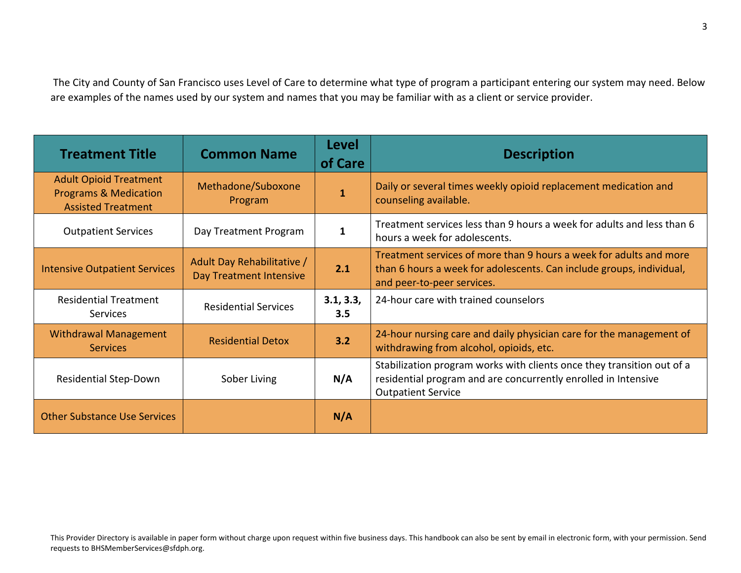The City and County of San Francisco uses Level of Care to determine what type of program a participant entering our system may need. Below are examples of the names used by our system and names that you may be familiar with as a client or service provider.

| Treatment Title | Common Name | Level of Care | Description |
|---|---|---|---|
| Adult Opioid Treatment Programs & Medication Assisted Treatment | Methadone/Suboxone Program | **1** | Daily or several times weekly opioid replacement medication and counseling available. |
| Outpatient Services | Day Treatment Program | **1** | Treatment services less than 9 hours a week for adults and less than 6 hours a week for adolescents. |
| Intensive Outpatient Services | Adult Day Rehabilitative / Day Treatment Intensive | **2.1** | Treatment services of more than 9 hours a week for adults and more than 6 hours a week for adolescents. Can include groups, individual, and peer-to-peer services. |
| Residential Treatment Services | Residential Services | **3.1, 3.3, 3.5** | 24-hour care with trained counselors |
| Withdrawal Management Services | Residential Detox | **3.2** | 24-hour nursing care and daily physician care for the management of withdrawing from alcohol, opioids, etc. |
| Residential Step-Down | Sober Living | **N/A** | Stabilization program works with clients once they transition out of a residential program and are concurrently enrolled in Intensive Outpatient Service |
| Other Substance Use Services | | **N/A** | |

This Provider Directory is available in paper form without charge upon request within five business days. This handbook can also be sent by email in electronic form, with your permission. Send requests to BHSMemberServices@sfdph.org.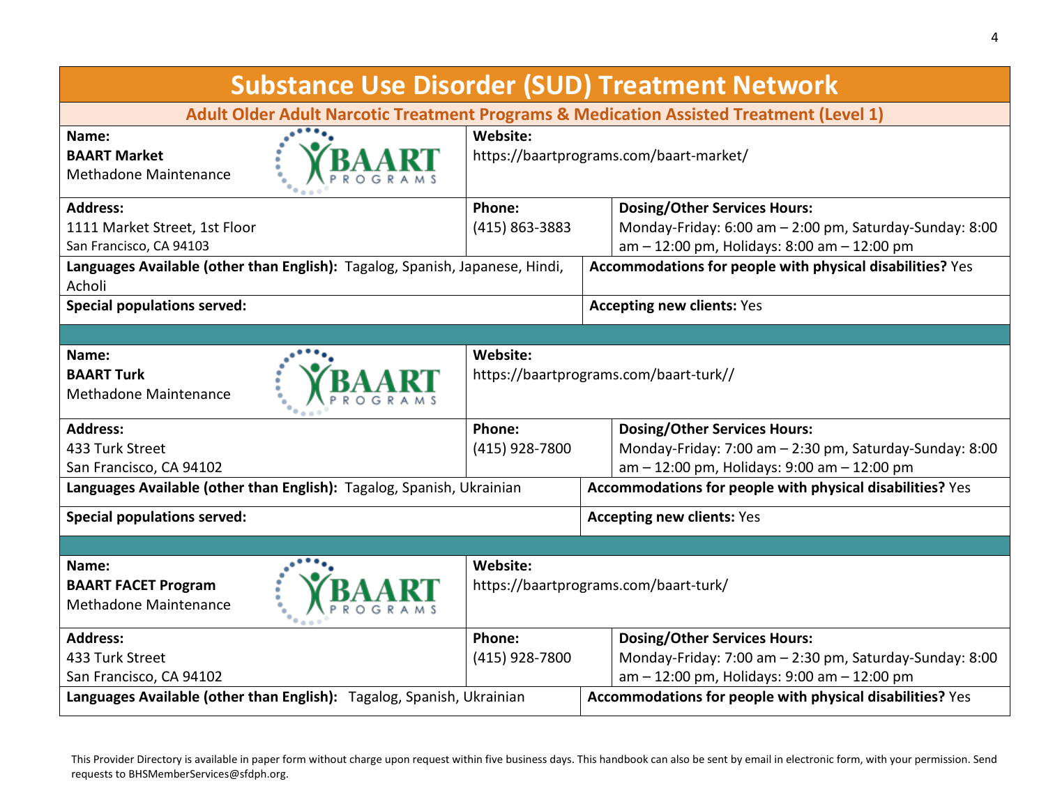# Substance Use Disorder (SUD) Treatment Network

## Adult Older Adult Narcotic Treatment Programs & Medication Assisted Treatment (Level 1)

| | | |
|---|---|---|
| **Name:**<br>**BAART Market**<br>Methadone Maintenance | **Website:**<br>https://baartprograms.com/baart-market/ | |
| **Address:**<br>1111 Market Street, 1st Floor<br>San Francisco, CA 94103 | **Phone:**<br>(415) 863-3883 | **Dosing/Other Services Hours:**<br>Monday-Friday: 6:00 am – 2:00 pm, Saturday-Sunday: 8:00 am – 12:00 pm, Holidays: 8:00 am – 12:00 pm |
| **Languages Available (other than English):** Tagalog, Spanish, Japanese, Hindi, Acholi | | **Accommodations for people with physical disabilities?** Yes |
| **Special populations served:** | | **Accepting new clients:** Yes |

| | | |
|---|---|---|
| **Name:**<br>**BAART Turk**<br>Methadone Maintenance | **Website:**<br>https://baartprograms.com/baart-turk// | |
| **Address:**<br>433 Turk Street<br>San Francisco, CA 94102 | **Phone:**<br>(415) 928-7800 | **Dosing/Other Services Hours:**<br>Monday-Friday: 7:00 am – 2:30 pm, Saturday-Sunday: 8:00 am – 12:00 pm, Holidays: 9:00 am – 12:00 pm |
| **Languages Available (other than English):** Tagalog, Spanish, Ukrainian | | **Accommodations for people with physical disabilities?** Yes |
| **Special populations served:** | | **Accepting new clients:** Yes |

| | | |
|---|---|---|
| **Name:**<br>**BAART FACET Program**<br>Methadone Maintenance | **Website:**<br>https://baartprograms.com/baart-turk/ | |
| **Address:**<br>433 Turk Street<br>San Francisco, CA 94102 | **Phone:**<br>(415) 928-7800 | **Dosing/Other Services Hours:**<br>Monday-Friday: 7:00 am – 2:30 pm, Saturday-Sunday: 8:00 am – 12:00 pm, Holidays: 9:00 am – 12:00 pm |
| **Languages Available (other than English):** Tagalog, Spanish, Ukrainian | | **Accommodations for people with physical disabilities?** Yes |

This Provider Directory is available in paper form without charge upon request within five business days. This handbook can also be sent by email in electronic form, with your permission. Send requests to BHSMemberServices@sfdph.org.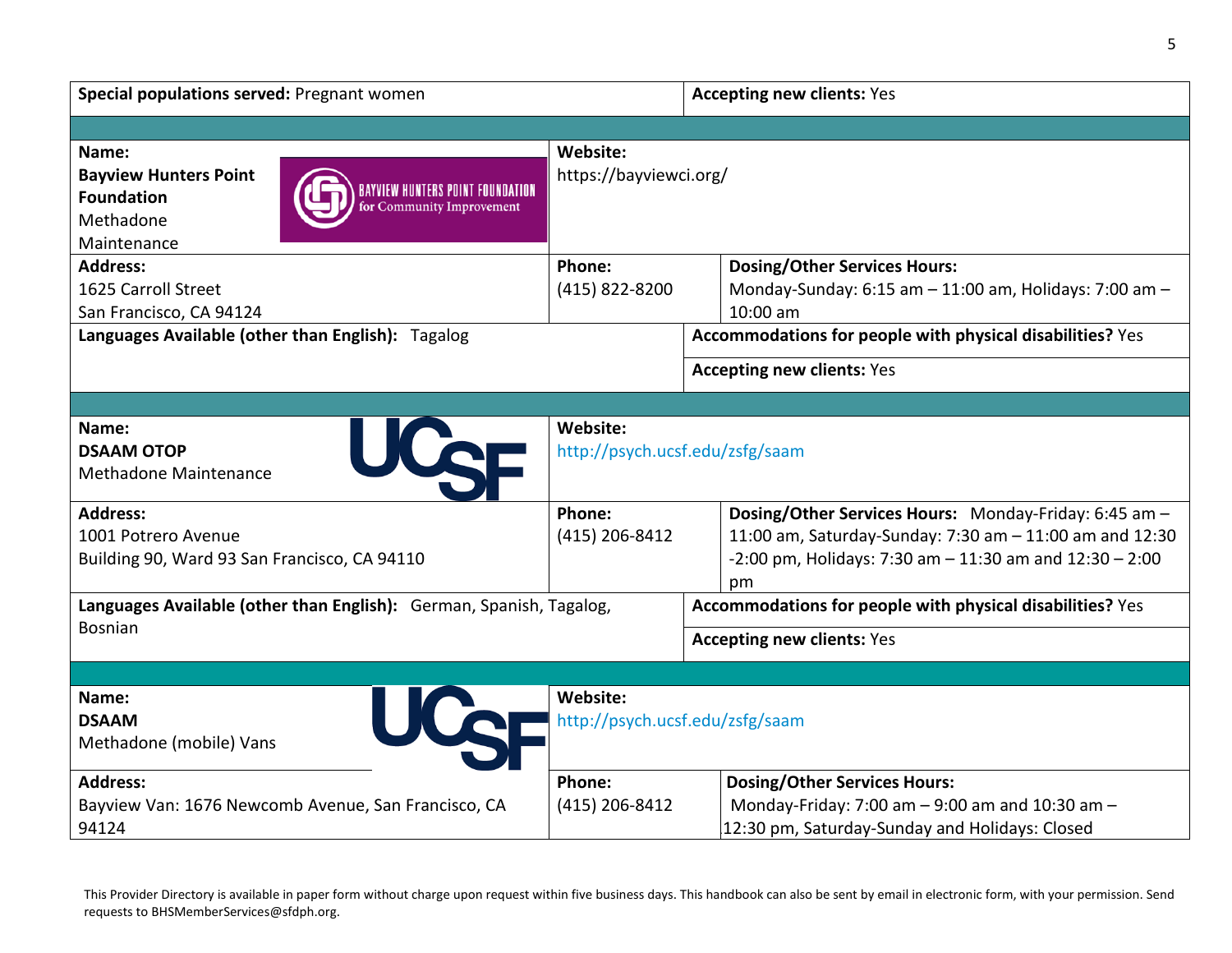| **Special populations served:** Pregnant women | **Accepting new clients:** Yes |
|---|---|

| **Name:** | **Website:** | |
|---|---|---|
| **Bayview Hunters Point Foundation** Methadone Maintenance | https://bayviewci.org/ | |
| **Address:** 1625 Carroll Street San Francisco, CA 94124 | **Phone:** (415) 822-8200 | **Dosing/Other Services Hours:** Monday-Sunday: 6:15 am – 11:00 am, Holidays: 7:00 am – 10:00 am |
| **Languages Available (other than English):** Tagalog | | **Accommodations for people with physical disabilities?** Yes |
| | | **Accepting new clients:** Yes |

| **Name:** | **Website:** | |
|---|---|---|
| **DSAAM OTOP** Methadone Maintenance | http://psych.ucsf.edu/zsfg/saam | |
| **Address:** 1001 Potrero Avenue Building 90, Ward 93 San Francisco, CA 94110 | **Phone:** (415) 206-8412 | **Dosing/Other Services Hours:** Monday-Friday: 6:45 am – 11:00 am, Saturday-Sunday: 7:30 am – 11:00 am and 12:30 -2:00 pm, Holidays: 7:30 am – 11:30 am and 12:30 – 2:00 pm |
| **Languages Available (other than English):** German, Spanish, Tagalog, Bosnian | | **Accommodations for people with physical disabilities?** Yes |
| | | **Accepting new clients:** Yes |

| **Name:** | **Website:** | |
|---|---|---|
| **DSAAM** Methadone (mobile) Vans | http://psych.ucsf.edu/zsfg/saam | |
| **Address:** Bayview Van: 1676 Newcomb Avenue, San Francisco, CA 94124 | **Phone:** (415) 206-8412 | **Dosing/Other Services Hours:** Monday-Friday: 7:00 am – 9:00 am and 10:30 am – 12:30 pm, Saturday-Sunday and Holidays: Closed |

This Provider Directory is available in paper form without charge upon request within five business days. This handbook can also be sent by email in electronic form, with your permission. Send requests to BHSMemberServices@sfdph.org.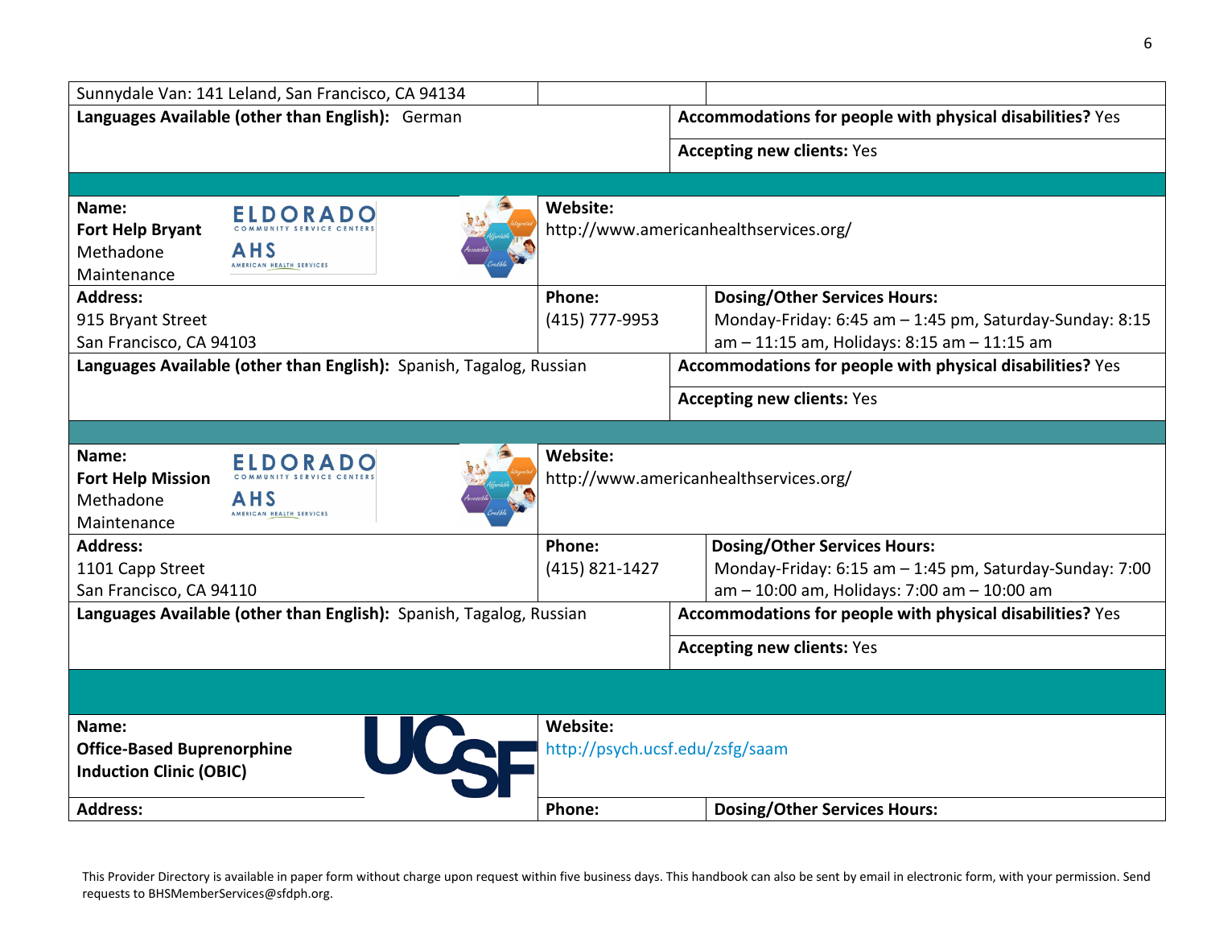Sunnydale Van: 141 Leland, San Francisco, CA 94134

**Languages Available (other than English):** German

**Accommodations for people with physical disabilities?** Yes

**Accepting new clients:** Yes

---

**Name:**
**Fort Help Bryant**
Methadone Maintenance

**Website:**
http://www.americanhealthservices.org/

**Address:**
915 Bryant Street
San Francisco, CA 94103

**Phone:**
(415) 777-9953

**Dosing/Other Services Hours:**
Monday-Friday: 6:45 am – 1:45 pm, Saturday-Sunday: 8:15 am – 11:15 am, Holidays: 8:15 am – 11:15 am

**Languages Available (other than English):** Spanish, Tagalog, Russian

**Accommodations for people with physical disabilities?** Yes

**Accepting new clients:** Yes

---

**Name:**
**Fort Help Mission**
Methadone Maintenance

**Website:**
http://www.americanhealthservices.org/

**Address:**
1101 Capp Street
San Francisco, CA 94110

**Phone:**
(415) 821-1427

**Dosing/Other Services Hours:**
Monday-Friday: 6:15 am – 1:45 pm, Saturday-Sunday: 7:00 am – 10:00 am, Holidays: 7:00 am – 10:00 am

**Languages Available (other than English):** Spanish, Tagalog, Russian

**Accommodations for people with physical disabilities?** Yes

**Accepting new clients:** Yes

---

**Name:**
**Office-Based Buprenorphine Induction Clinic (OBIC)**

**Website:**
http://psych.ucsf.edu/zsfg/saam

**Address:**

**Phone:**

**Dosing/Other Services Hours:**

This Provider Directory is available in paper form without charge upon request within five business days. This handbook can also be sent by email in electronic form, with your permission. Send requests to BHSMemberServices@sfdph.org.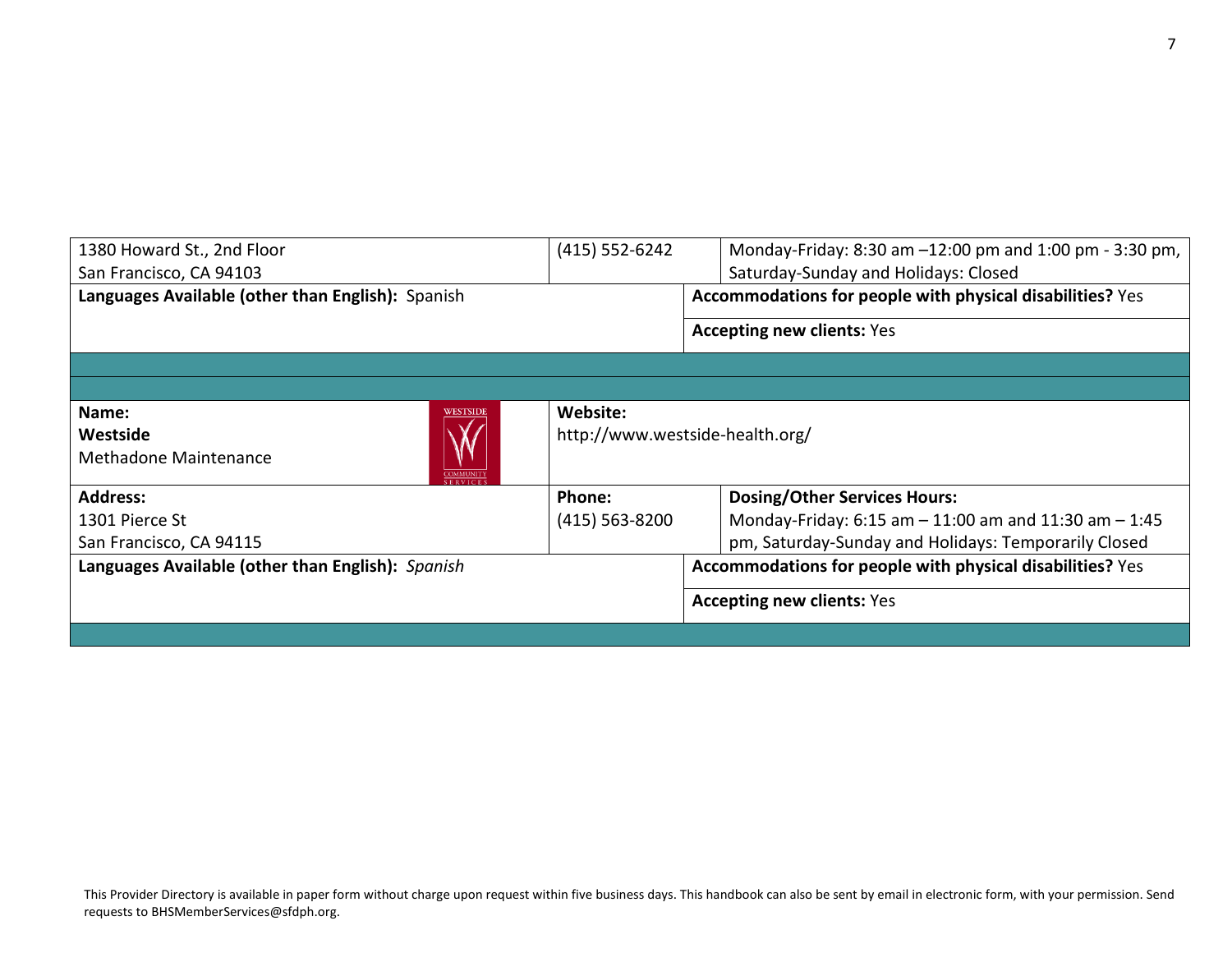| | | |
|---|---|---|
| 1380 Howard St., 2nd Floor<br>San Francisco, CA 94103 | (415) 552-6242 | Monday-Friday: 8:30 am –12:00 pm and 1:00 pm - 3:30 pm, Saturday-Sunday and Holidays: Closed |
| **Languages Available (other than English):** Spanish | | **Accommodations for people with physical disabilities?** Yes<br>**Accepting new clients:** Yes |

| | | |
|---|---|---|
| **Name:**<br>**Westside**<br>Methadone Maintenance | **Website:**<br>http://www.westside-health.org/ | |
| **Address:**<br>1301 Pierce St<br>San Francisco, CA 94115 | **Phone:**<br>(415) 563-8200 | **Dosing/Other Services Hours:**<br>Monday-Friday: 6:15 am – 11:00 am and 11:30 am – 1:45 pm, Saturday-Sunday and Holidays: Temporarily Closed |
| **Languages Available (other than English):** *Spanish* | | **Accommodations for people with physical disabilities?** Yes<br>**Accepting new clients:** Yes |

This Provider Directory is available in paper form without charge upon request within five business days. This handbook can also be sent by email in electronic form, with your permission. Send requests to BHSMemberServices@sfdph.org.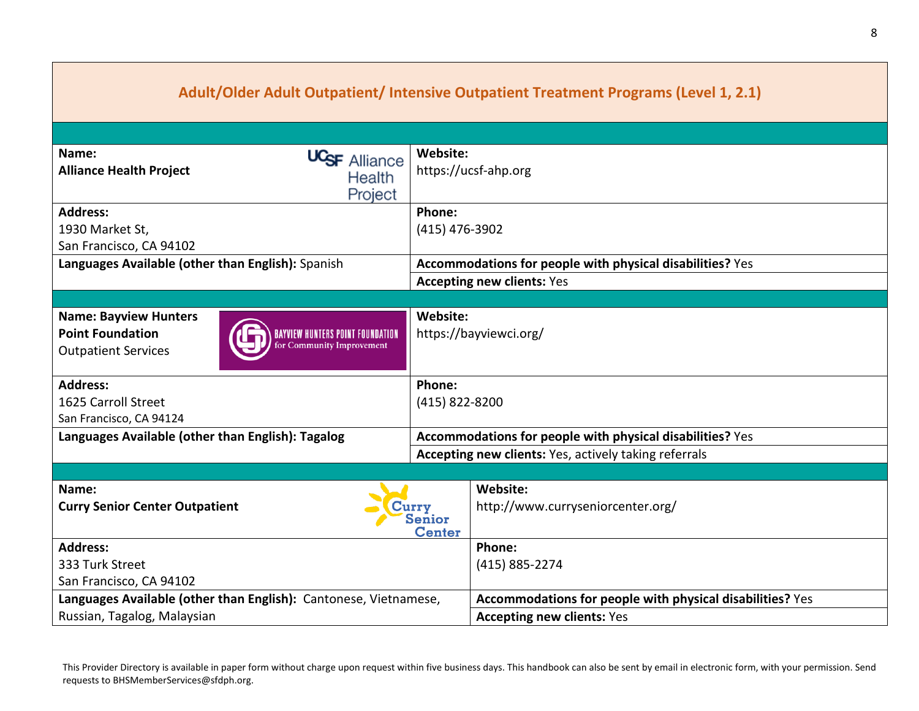## Adult/Older Adult Outpatient/ Intensive Outpatient Treatment Programs (Level 1, 2.1)

| | |
|---|---|
| **Name:**<br>**Alliance Health Project** | **Website:**<br>https://ucsf-ahp.org |
| **Address:**<br>1930 Market St,<br>San Francisco, CA 94102 | **Phone:**<br>(415) 476-3902 |
| **Languages Available (other than English):** Spanish | **Accommodations for people with physical disabilities?** Yes |
| | **Accepting new clients:** Yes |

| | |
|---|---|
| **Name: Bayview Hunters Point Foundation**<br>Outpatient Services | **Website:**<br>https://bayviewci.org/ |
| **Address:**<br>1625 Carroll Street<br>San Francisco, CA 94124 | **Phone:**<br>(415) 822-8200 |
| **Languages Available (other than English): Tagalog** | **Accommodations for people with physical disabilities?** Yes |
| | **Accepting new clients:** Yes, actively taking referrals |

| | |
|---|---|
| **Name:**<br>**Curry Senior Center Outpatient** | **Website:**<br>http://www.curryseniorcenter.org/ |
| **Address:**<br>333 Turk Street<br>San Francisco, CA 94102 | **Phone:**<br>(415) 885-2274 |
| **Languages Available (other than English):** Cantonese, Vietnamese, Russian, Tagalog, Malaysian | **Accommodations for people with physical disabilities?** Yes |
| | **Accepting new clients:** Yes |

This Provider Directory is available in paper form without charge upon request within five business days. This handbook can also be sent by email in electronic form, with your permission. Send requests to BHSMemberServices@sfdph.org.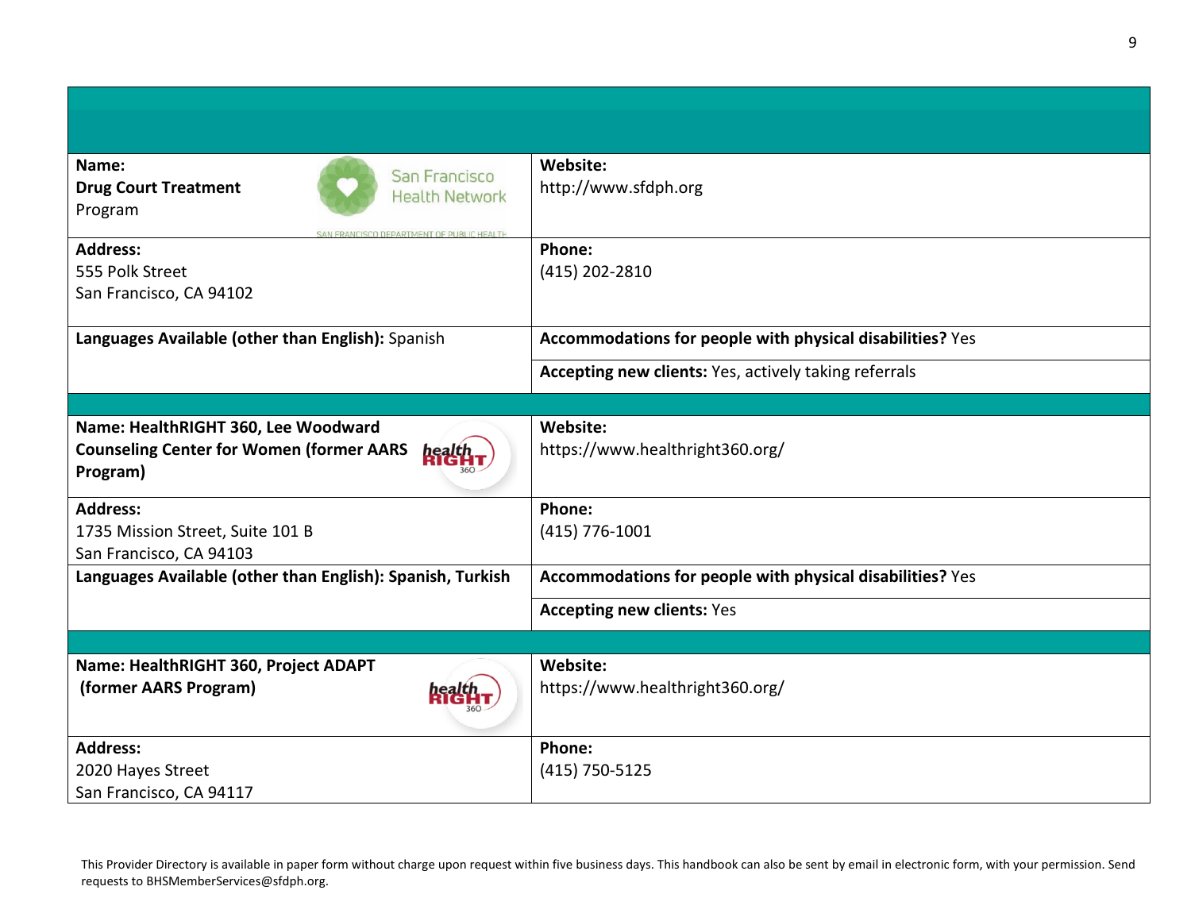| | |
|---|---|
| **Name:**<br>**Drug Court Treatment** Program | **Website:**<br>http://www.sfdph.org |
| **Address:**<br>555 Polk Street<br>San Francisco, CA 94102 | **Phone:**<br>(415) 202-2810 |
| **Languages Available (other than English):** Spanish | **Accommodations for people with physical disabilities?** Yes |
| | **Accepting new clients:** Yes, actively taking referrals |
| | |
| **Name: HealthRIGHT 360, Lee Woodward Counseling Center for Women (former AARS Program)** | **Website:**<br>https://www.healthright360.org/ |
| **Address:**<br>1735 Mission Street, Suite 101 B<br>San Francisco, CA 94103 | **Phone:**<br>(415) 776-1001 |
| **Languages Available (other than English): Spanish, Turkish** | **Accommodations for people with physical disabilities?** Yes |
| | **Accepting new clients:** Yes |
| | |
| **Name: HealthRIGHT 360, Project ADAPT (former AARS Program)** | **Website:**<br>https://www.healthright360.org/ |
| **Address:**<br>2020 Hayes Street<br>San Francisco, CA 94117 | **Phone:**<br>(415) 750-5125 |

This Provider Directory is available in paper form without charge upon request within five business days. This handbook can also be sent by email in electronic form, with your permission. Send requests to BHSMemberServices@sfdph.org.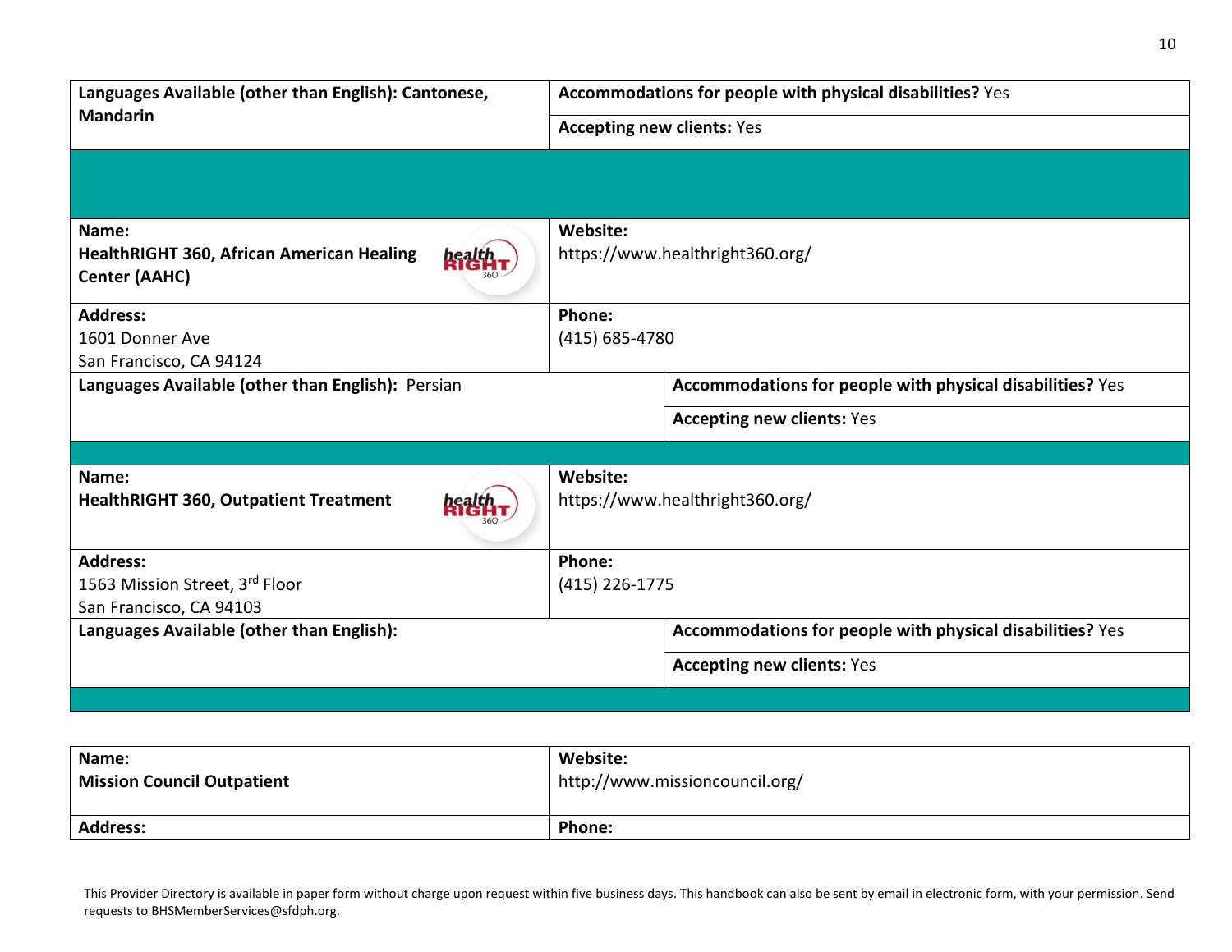| | |
|---|---|
| **Languages Available (other than English): Cantonese, Mandarin** | **Accommodations for people with physical disabilities?** Yes |
| | **Accepting new clients:** Yes |

| | |
|---|---|
| **Name:** **HealthRIGHT 360, African American Healing Center (AAHC)** | **Website:** https://www.healthright360.org/ |
| **Address:** 1601 Donner Ave San Francisco, CA 94124 | **Phone:** (415) 685-4780 |
| **Languages Available (other than English):** Persian | **Accommodations for people with physical disabilities?** Yes |
| | **Accepting new clients:** Yes |

| | |
|---|---|
| **Name:** **HealthRIGHT 360, Outpatient Treatment** | **Website:** https://www.healthright360.org/ |
| **Address:** 1563 Mission Street, 3rd Floor San Francisco, CA 94103 | **Phone:** (415) 226-1775 |
| **Languages Available (other than English):** | **Accommodations for people with physical disabilities?** Yes |
| | **Accepting new clients:** Yes |

| | |
|---|---|
| **Name:** **Mission Council Outpatient** | **Website:** http://www.missioncouncil.org/ |
| **Address:** | **Phone:** |

This Provider Directory is available in paper form without charge upon request within five business days. This handbook can also be sent by email in electronic form, with your permission. Send requests to BHSMemberServices@sfdph.org.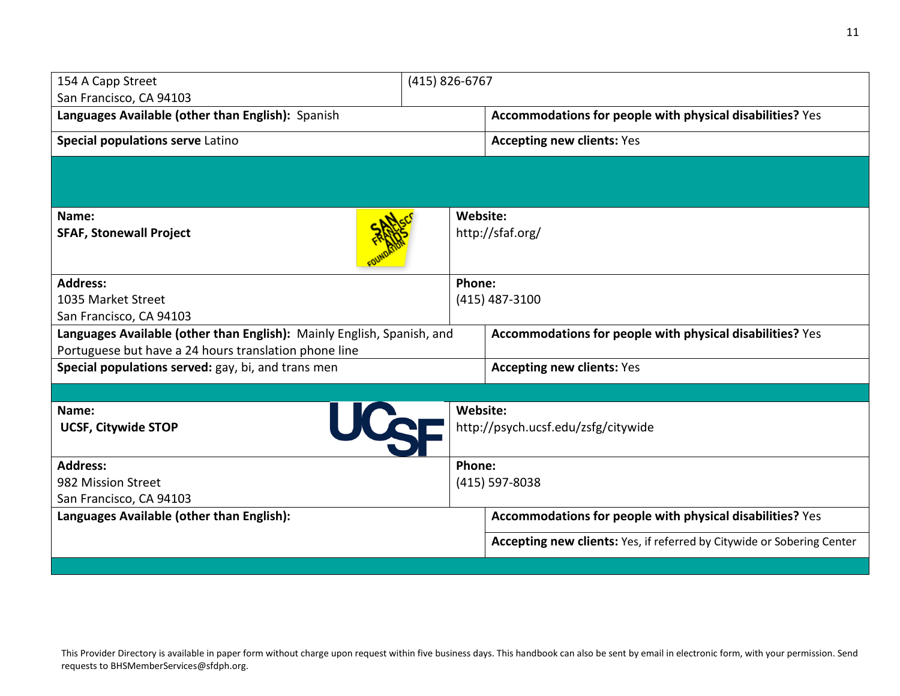| | |
|---|---|
| 154 A Capp Street<br>San Francisco, CA 94103 | (415) 826-6767 |
| **Languages Available (other than English):** Spanish | **Accommodations for people with physical disabilities?** Yes |
| **Special populations serve** Latino | **Accepting new clients:** Yes |

| | |
|---|---|
| **Name:**<br>**SFAF, Stonewall Project** | **Website:**<br>http://sfaf.org/ |
| **Address:**<br>1035 Market Street<br>San Francisco, CA 94103 | **Phone:**<br>(415) 487-3100 |
| **Languages Available (other than English):** Mainly English, Spanish, and Portuguese but have a 24 hours translation phone line | **Accommodations for people with physical disabilities?** Yes |
| **Special populations served:** gay, bi, and trans men | **Accepting new clients:** Yes |

| | |
|---|---|
| **Name:**<br>**UCSF, Citywide STOP** | **Website:**<br>http://psych.ucsf.edu/zsfg/citywide |
| **Address:**<br>982 Mission Street<br>San Francisco, CA 94103 | **Phone:**<br>(415) 597-8038 |
| **Languages Available (other than English):** | **Accommodations for people with physical disabilities?** Yes |
| | **Accepting new clients:** Yes, if referred by Citywide or Sobering Center |

This Provider Directory is available in paper form without charge upon request within five business days. This handbook can also be sent by email in electronic form, with your permission. Send requests to BHSMemberServices@sfdph.org.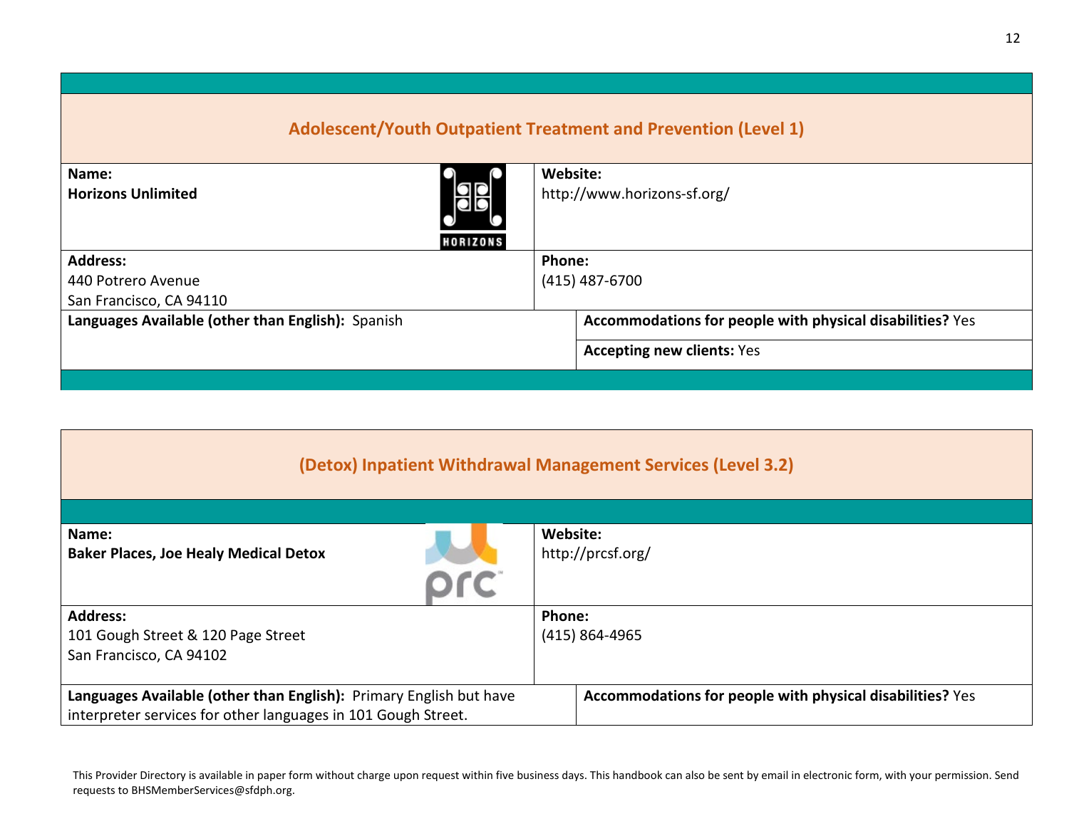## Adolescent/Youth Outpatient Treatment and Prevention (Level 1)

| | |
|---|---|
| **Name:**<br>**Horizons Unlimited** | **Website:**<br>http://www.horizons-sf.org/ |
| **Address:**<br>440 Potrero Avenue<br>San Francisco, CA 94110 | **Phone:**<br>(415) 487-6700 |
| **Languages Available (other than English):** Spanish | **Accommodations for people with physical disabilities?** Yes |
| | **Accepting new clients:** Yes |

## (Detox) Inpatient Withdrawal Management Services (Level 3.2)

| | |
|---|---|
| **Name:**<br>**Baker Places, Joe Healy Medical Detox** | **Website:**<br>http://prcsf.org/ |
| **Address:**<br>101 Gough Street & 120 Page Street<br>San Francisco, CA 94102 | **Phone:**<br>(415) 864-4965 |
| **Languages Available (other than English):** Primary English but have interpreter services for other languages in 101 Gough Street. | **Accommodations for people with physical disabilities?** Yes |

This Provider Directory is available in paper form without charge upon request within five business days. This handbook can also be sent by email in electronic form, with your permission. Send requests to BHSMemberServices@sfdph.org.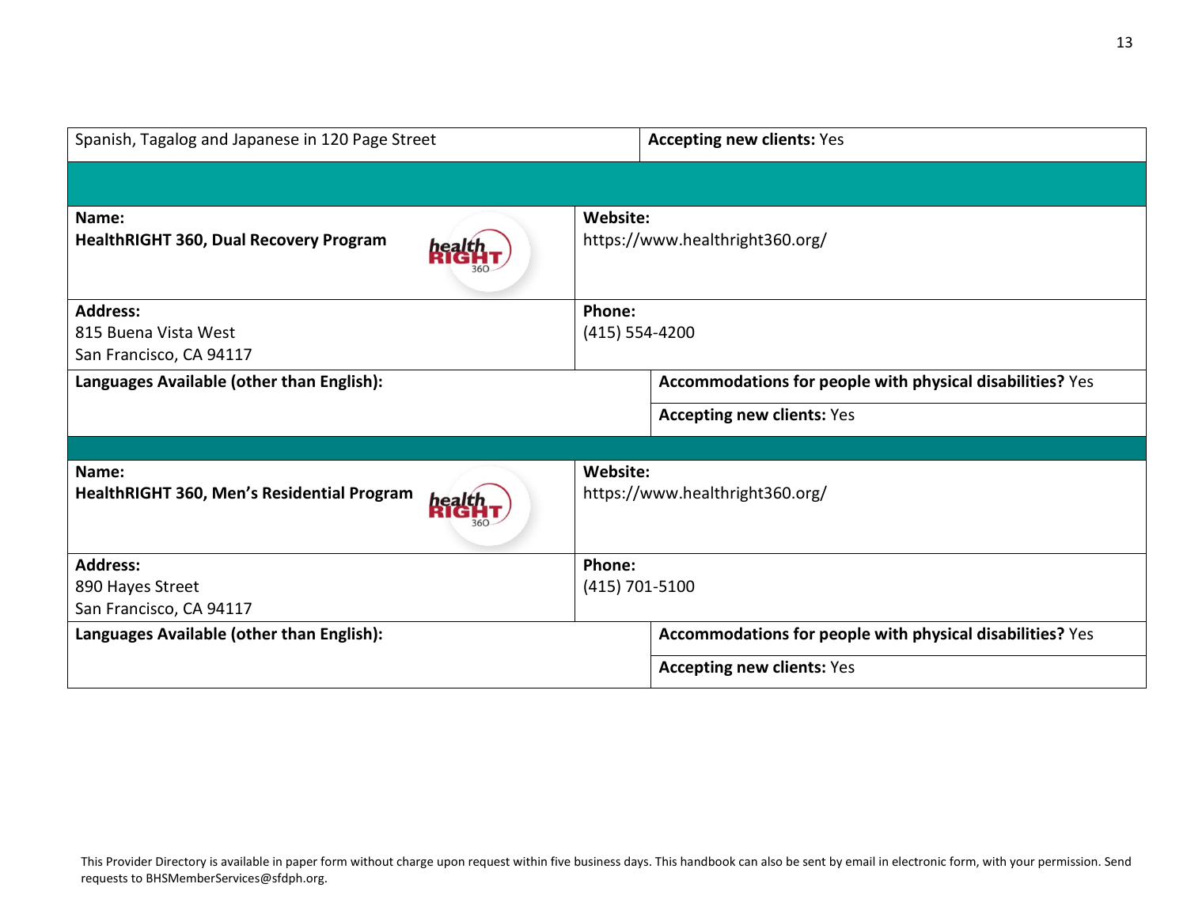| Spanish, Tagalog and Japanese in 120 Page Street | **Accepting new clients:** Yes |
|---|---|

| **Name:** | **Website:** |
|---|---|
| **HealthRIGHT 360, Dual Recovery Program** | https://www.healthright360.org/ |
| **Address:**<br>815 Buena Vista West<br>San Francisco, CA 94117 | **Phone:**<br>(415) 554-4200 |
| **Languages Available (other than English):** | **Accommodations for people with physical disabilities?** Yes |
| | **Accepting new clients:** Yes |

| **Name:** | **Website:** |
|---|---|
| **HealthRIGHT 360, Men's Residential Program** | https://www.healthright360.org/ |
| **Address:**<br>890 Hayes Street<br>San Francisco, CA 94117 | **Phone:**<br>(415) 701-5100 |
| **Languages Available (other than English):** | **Accommodations for people with physical disabilities?** Yes |
| | **Accepting new clients:** Yes |

This Provider Directory is available in paper form without charge upon request within five business days. This handbook can also be sent by email in electronic form, with your permission. Send requests to BHSMemberServices@sfdph.org.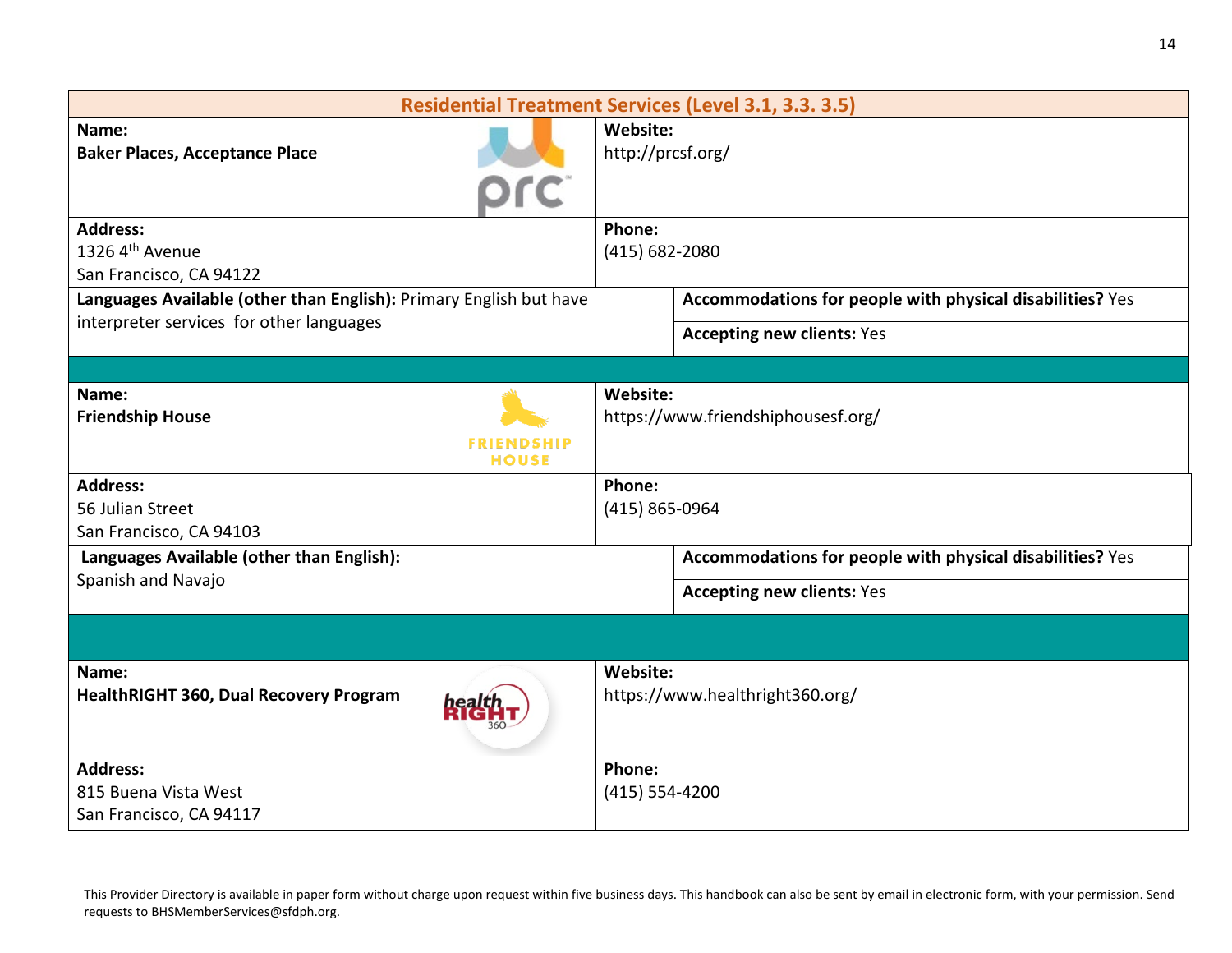## Residential Treatment Services (Level 3.1, 3.3. 3.5)

| | |
|---|---|
| **Name:**<br>**Baker Places, Acceptance Place** | **Website:**<br>http://prcsf.org/ |
| **Address:**<br>1326 4th Avenue<br>San Francisco, CA 94122 | **Phone:**<br>(415) 682-2080 |
| **Languages Available (other than English):** Primary English but have interpreter services for other languages | **Accommodations for people with physical disabilities?** Yes<br>**Accepting new clients:** Yes |

| | |
|---|---|
| **Name:**<br>**Friendship House** | **Website:**<br>https://www.friendshiphousesf.org/ |
| **Address:**<br>56 Julian Street<br>San Francisco, CA 94103 | **Phone:**<br>(415) 865-0964 |
| **Languages Available (other than English):**<br>Spanish and Navajo | **Accommodations for people with physical disabilities?** Yes<br>**Accepting new clients:** Yes |

| | |
|---|---|
| **Name:**<br>**HealthRIGHT 360, Dual Recovery Program** | **Website:**<br>https://www.healthright360.org/ |
| **Address:**<br>815 Buena Vista West<br>San Francisco, CA 94117 | **Phone:**<br>(415) 554-4200 |

This Provider Directory is available in paper form without charge upon request within five business days. This handbook can also be sent by email in electronic form, with your permission. Send requests to BHSMemberServices@sfdph.org.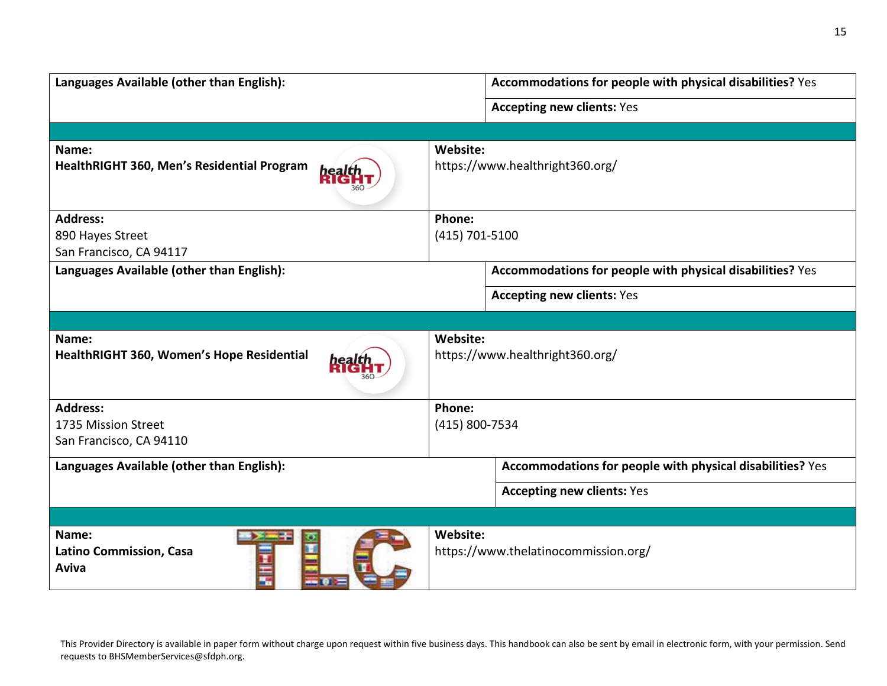| Languages Available (other than English): | Accommodations for people with physical disabilities? Yes |
|---|---|
| | Accepting new clients: Yes |

| Name: | Website: |
|---|---|
| **HealthRIGHT 360, Men's Residential Program** | https://www.healthright360.org/ |
| **Address:**<br>890 Hayes Street<br>San Francisco, CA 94117 | **Phone:**<br>(415) 701-5100 |
| **Languages Available (other than English):** | **Accommodations for people with physical disabilities?** Yes |
| | **Accepting new clients:** Yes |

| Name: | Website: |
|---|---|
| **HealthRIGHT 360, Women's Hope Residential** | https://www.healthright360.org/ |
| **Address:**<br>1735 Mission Street<br>San Francisco, CA 94110 | **Phone:**<br>(415) 800-7534 |
| **Languages Available (other than English):** | **Accommodations for people with physical disabilities?** Yes |
| | **Accepting new clients:** Yes |

| Name: | Website: |
|---|---|
| **Latino Commission, Casa Aviva** | https://www.thelatinocommission.org/ |

This Provider Directory is available in paper form without charge upon request within five business days. This handbook can also be sent by email in electronic form, with your permission. Send requests to BHSMemberServices@sfdph.org.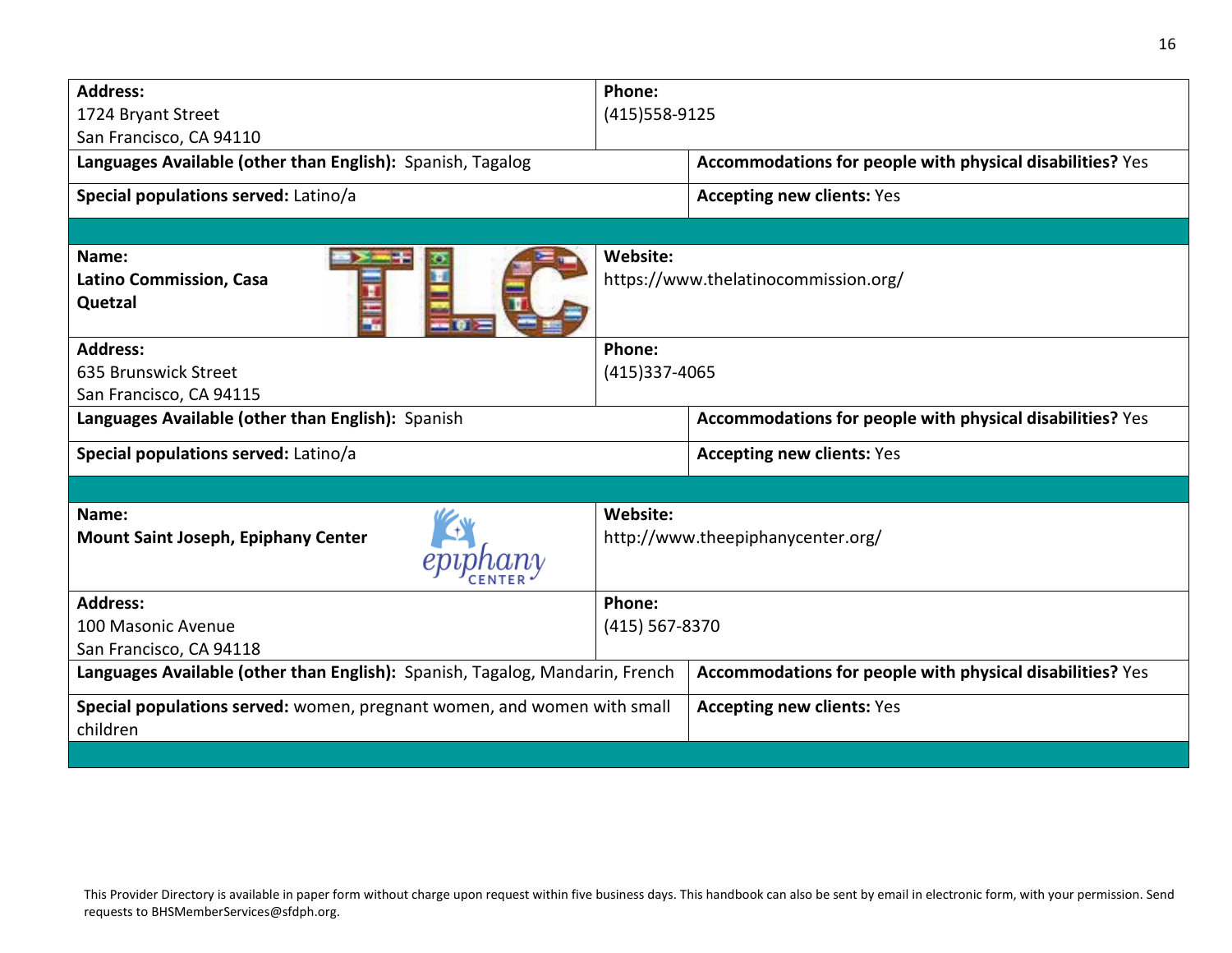| | |
|---|---|
| **Address:**<br>1724 Bryant Street<br>San Francisco, CA 94110 | **Phone:**<br>(415)558-9125 |
| **Languages Available (other than English):** Spanish, Tagalog | **Accommodations for people with physical disabilities?** Yes |
| **Special populations served:** Latino/a | **Accepting new clients:** Yes |

| | |
|---|---|
| **Name:**<br>**Latino Commission, Casa Quetzal** | **Website:**<br>https://www.thelatinocommission.org/ |
| **Address:**<br>635 Brunswick Street<br>San Francisco, CA 94115 | **Phone:**<br>(415)337-4065 |
| **Languages Available (other than English):** Spanish | **Accommodations for people with physical disabilities?** Yes |
| **Special populations served:** Latino/a | **Accepting new clients:** Yes |

| | |
|---|---|
| **Name:**<br>**Mount Saint Joseph, Epiphany Center** | **Website:**<br>http://www.theepiphanycenter.org/ |
| **Address:**<br>100 Masonic Avenue<br>San Francisco, CA 94118 | **Phone:**<br>(415) 567-8370 |
| **Languages Available (other than English):** Spanish, Tagalog, Mandarin, French | **Accommodations for people with physical disabilities?** Yes |
| **Special populations served:** women, pregnant women, and women with small children | **Accepting new clients:** Yes |

This Provider Directory is available in paper form without charge upon request within five business days. This handbook can also be sent by email in electronic form, with your permission. Send requests to BHSMemberServices@sfdph.org.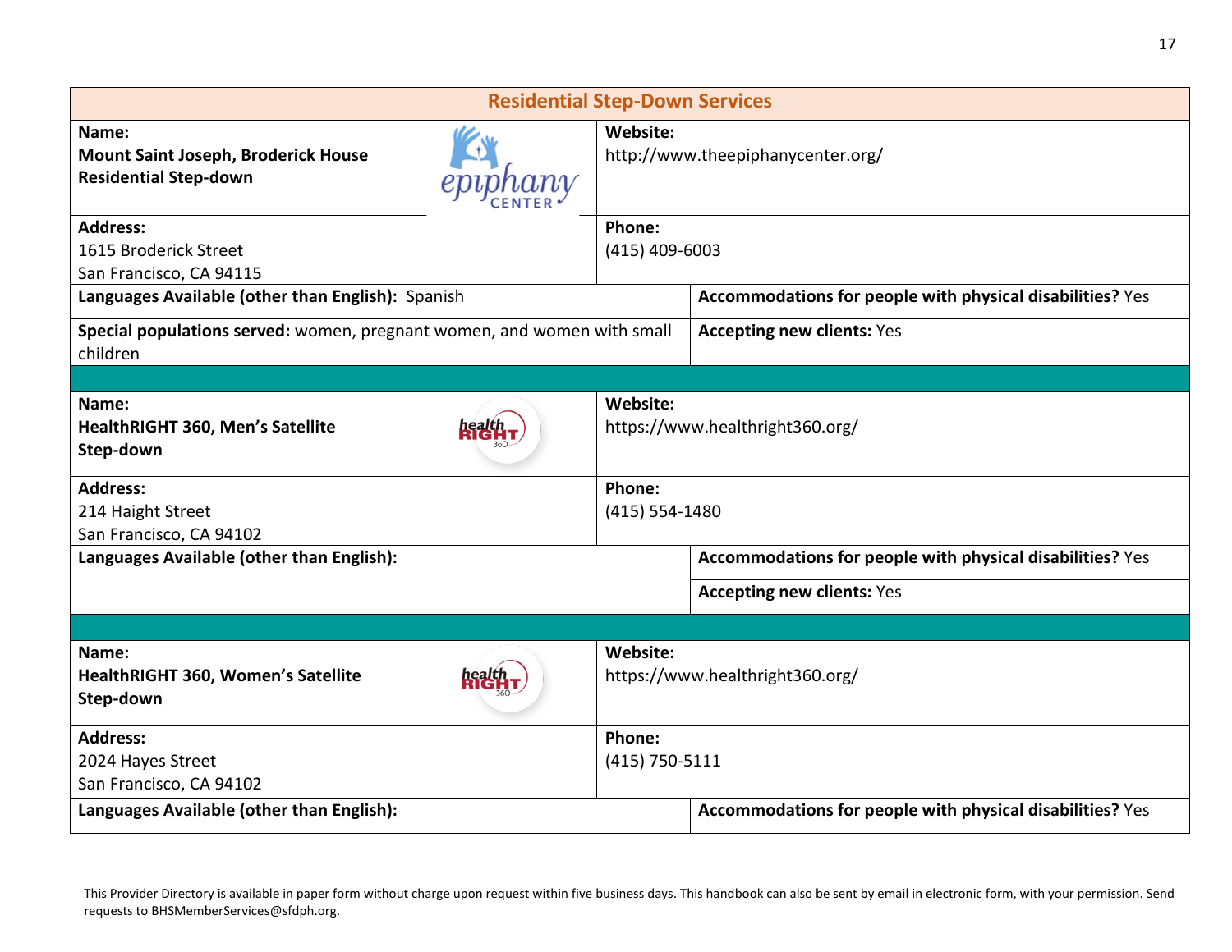## Residential Step-Down Services

| | |
|---|---|
| **Name:** **Mount Saint Joseph, Broderick House Residential Step-down** | **Website:** http://www.theepiphanycenter.org/ |
| **Address:** 1615 Broderick Street San Francisco, CA 94115 | **Phone:** (415) 409-6003 |
| **Languages Available (other than English):** Spanish | **Accommodations for people with physical disabilities?** Yes |
| **Special populations served:** women, pregnant women, and women with small children | **Accepting new clients:** Yes |

| | |
|---|---|
| **Name:** **HealthRIGHT 360, Men's Satellite Step-down** | **Website:** https://www.healthright360.org/ |
| **Address:** 214 Haight Street San Francisco, CA 94102 | **Phone:** (415) 554-1480 |
| **Languages Available (other than English):** | **Accommodations for people with physical disabilities?** Yes |
| | **Accepting new clients:** Yes |

| | |
|---|---|
| **Name:** **HealthRIGHT 360, Women's Satellite Step-down** | **Website:** https://www.healthright360.org/ |
| **Address:** 2024 Hayes Street San Francisco, CA 94102 | **Phone:** (415) 750-5111 |
| **Languages Available (other than English):** | **Accommodations for people with physical disabilities?** Yes |

This Provider Directory is available in paper form without charge upon request within five business days. This handbook can also be sent by email in electronic form, with your permission. Send requests to BHSMemberServices@sfdph.org.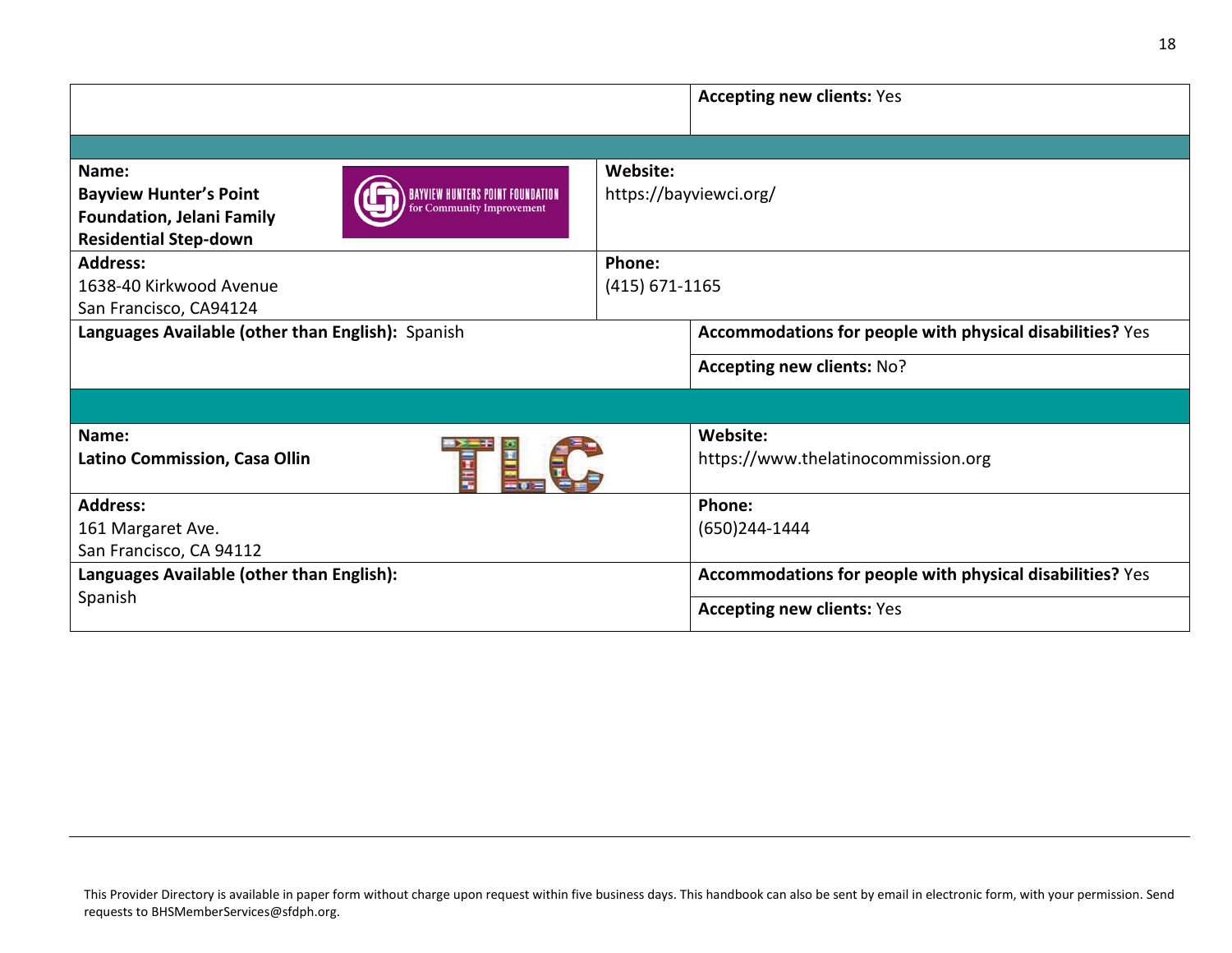| | |
|---|---|
| | **Accepting new clients:** Yes |

| | |
|---|---|
| **Name:** **Bayview Hunter's Point Foundation, Jelani Family Residential Step-down** | **Website:** https://bayviewci.org/ |
| **Address:** 1638-40 Kirkwood Avenue San Francisco, CA94124 | **Phone:** (415) 671-1165 |
| **Languages Available (other than English):** Spanish | **Accommodations for people with physical disabilities?** Yes |
| | **Accepting new clients:** No? |

| | |
|---|---|
| **Name:** **Latino Commission, Casa Ollin** | **Website:** https://www.thelatinocommission.org |
| **Address:** 161 Margaret Ave. San Francisco, CA 94112 | **Phone:** (650)244-1444 |
| **Languages Available (other than English):** Spanish | **Accommodations for people with physical disabilities?** Yes |
| | **Accepting new clients:** Yes |

This Provider Directory is available in paper form without charge upon request within five business days. This handbook can also be sent by email in electronic form, with your permission. Send requests to BHSMemberServices@sfdph.org.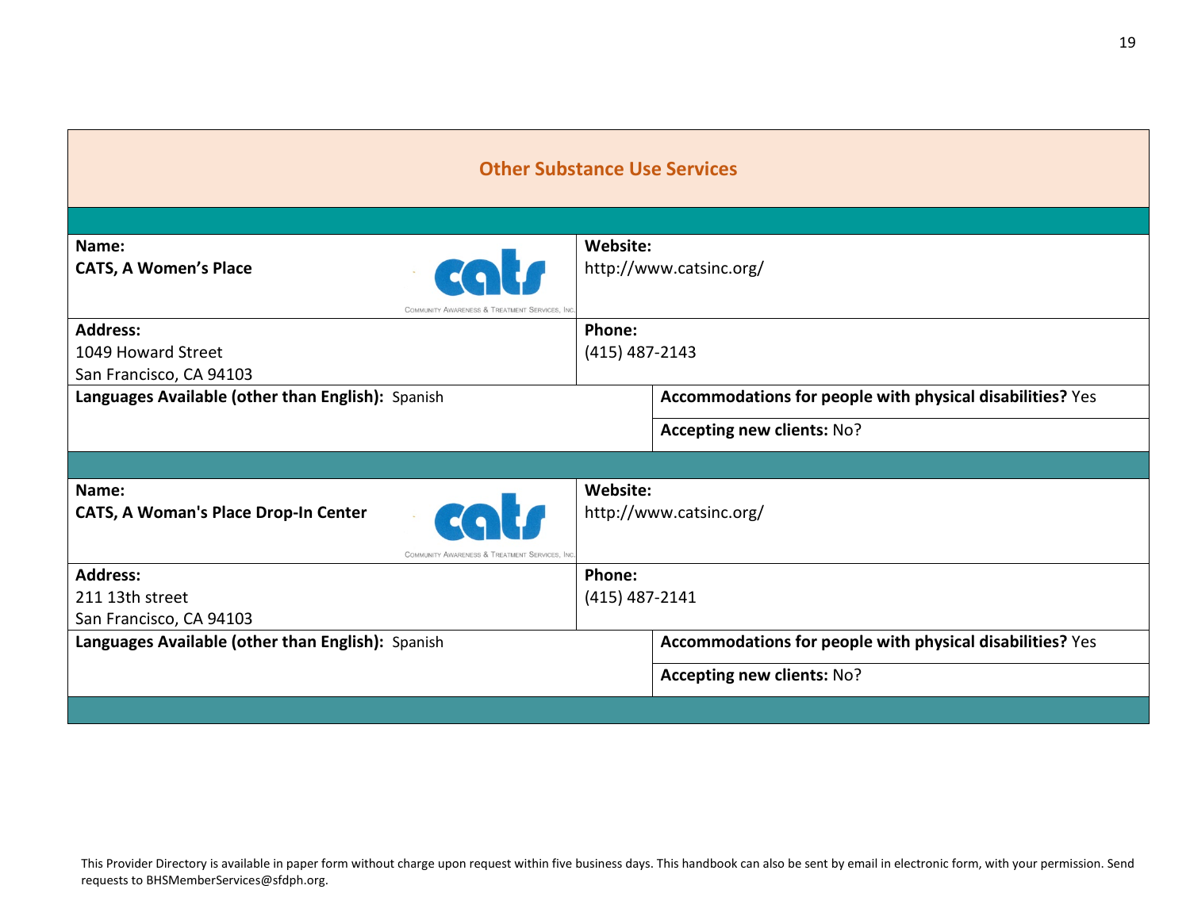## Other Substance Use Services

| | |
|---|---|
| **Name:**<br>**CATS, A Women's Place** | **Website:**<br>http://www.catsinc.org/ |
| **Address:**<br>1049 Howard Street<br>San Francisco, CA 94103 | **Phone:**<br>(415) 487-2143 |
| **Languages Available (other than English):** Spanish | **Accommodations for people with physical disabilities?** Yes<br>**Accepting new clients:** No? |

| | |
|---|---|
| **Name:**<br>**CATS, A Woman's Place Drop-In Center** | **Website:**<br>http://www.catsinc.org/ |
| **Address:**<br>211 13th street<br>San Francisco, CA 94103 | **Phone:**<br>(415) 487-2141 |
| **Languages Available (other than English):** Spanish | **Accommodations for people with physical disabilities?** Yes<br>**Accepting new clients:** No? |

This Provider Directory is available in paper form without charge upon request within five business days. This handbook can also be sent by email in electronic form, with your permission. Send requests to BHSMemberServices@sfdph.org.